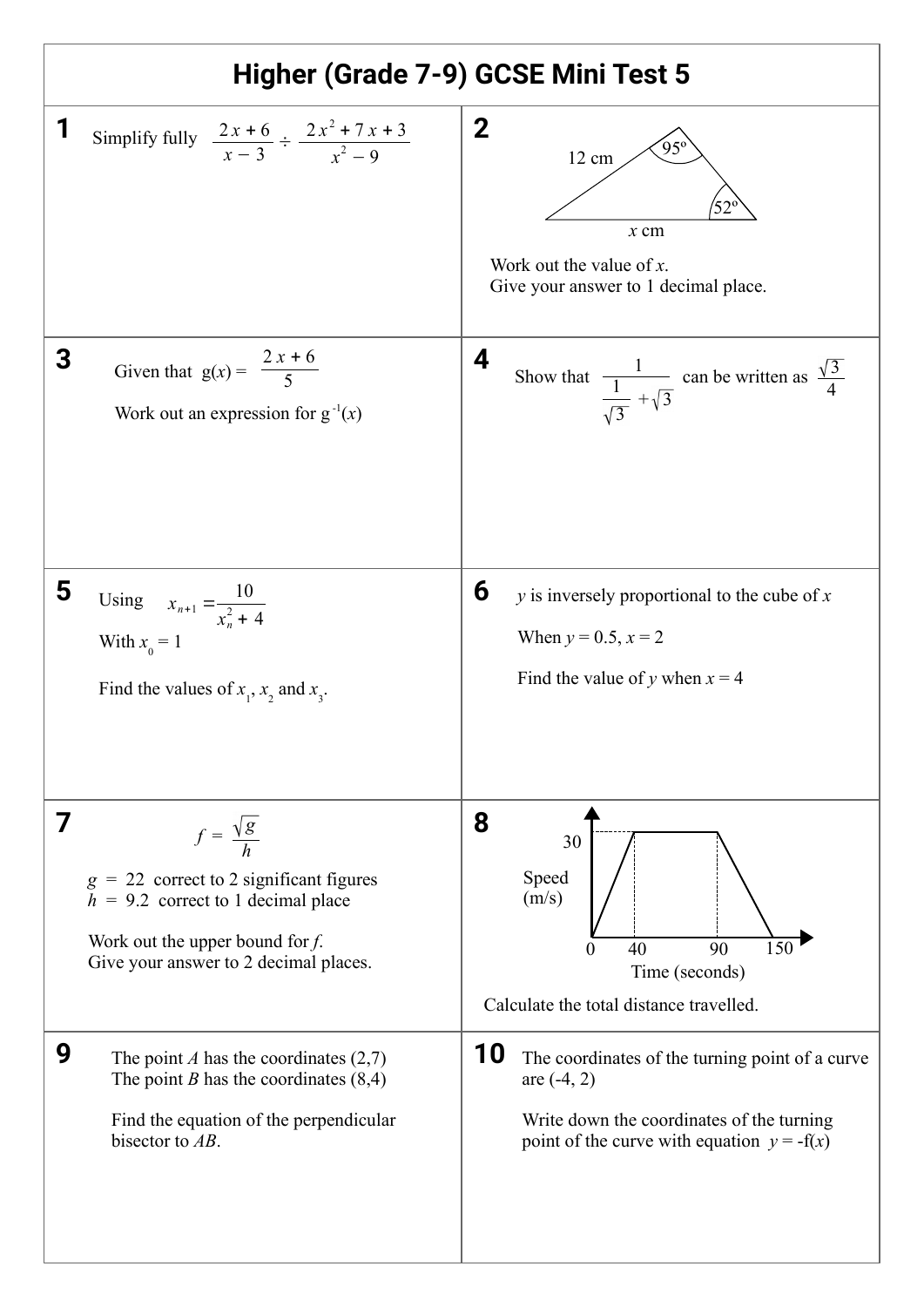# Higher (Grade 7-9) GCSE Mini Test 5

**1**

Simplify fully $\dfrac{2x + 6}{x - 3} \div \dfrac{2x^2 + 7x + 3}{x^2 - 9}$

**2**

12 cm

95°

52°

$x$ cm

Work out the value of $x$.
Give your answer to 1 decimal place.

**3**

Given that $g(x) = \dfrac{2x + 6}{5}$

Work out an expression for $g^{-1}(x)$

**4**

Show that $\dfrac{1}{\frac{1}{\sqrt{3}} + \sqrt{3}}$ can be written as $\dfrac{\sqrt{3}}{4}$

**5**

Using $x_{n+1} = \dfrac{10}{x_n^2 + 4}$

With $x_0 = 1$

Find the values of $x_1$, $x_2$ and $x_3$.

**6**

$y$ is inversely proportional to the cube of $x$

When $y = 0.5$, $x = 2$

Find the value of $y$ when $x = 4$

**7**

$$f = \frac{\sqrt{g}}{h}$$

$g = 22$ correct to 2 significant figures
$h = 9.2$ correct to 1 decimal place

Work out the upper bound for $f$.
Give your answer to 2 decimal places.

**8**

Speed (m/s)

30

0, 40, 90, 150

Time (seconds)

Calculate the total distance travelled.

**9**

The point $A$ has the coordinates (2,7)
The point $B$ has the coordinates (8,4)

Find the equation of the perpendicular bisector to $AB$.

**10**

The coordinates of the turning point of a curve are (-4, 2)

Write down the coordinates of the turning point of the curve with equation $y = -f(x)$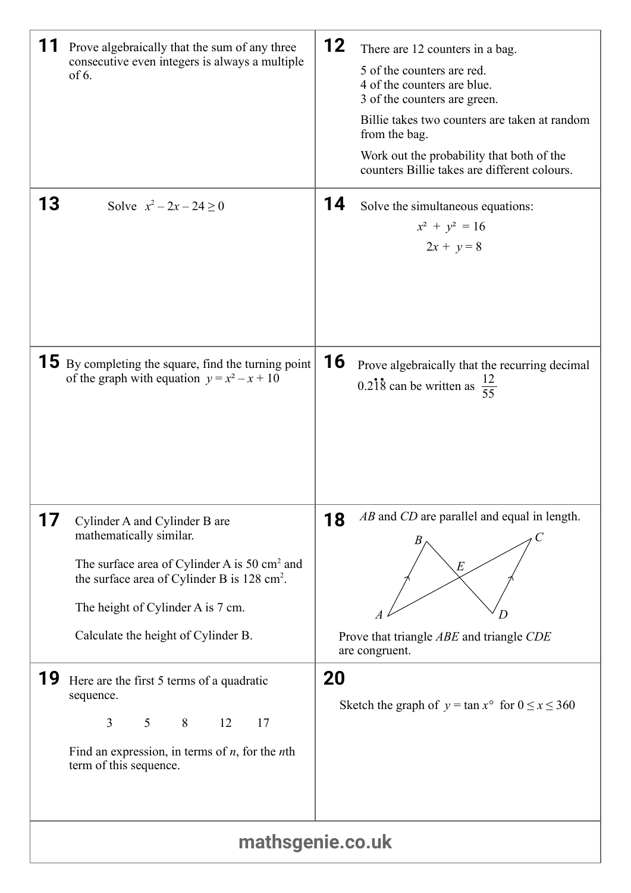**11** Prove algebraically that the sum of any three consecutive even integers is always a multiple of 6.

**12** There are 12 counters in a bag.

5 of the counters are red.
4 of the counters are blue.
3 of the counters are green.

Billie takes two counters are taken at random from the bag.

Work out the probability that both of the counters Billie takes are different colours.

**13** Solve $x^2 - 2x - 24 \geq 0$

**14** Solve the simultaneous equations:

$$x^2 + y^2 = 16$$
$$2x + y = 8$$

**15** By completing the square, find the turning point of the graph with equation $y = x^2 - x + 10$

**16** Prove algebraically that the recurring decimal $0.2\dot{1}\dot{8}$ can be written as $\frac{12}{55}$

**17** Cylinder A and Cylinder B are mathematically similar.

The surface area of Cylinder A is 50 cm$^2$ and the surface area of Cylinder B is 128 cm$^2$.

The height of Cylinder A is 7 cm.

Calculate the height of Cylinder B.

**18** $AB$ and $CD$ are parallel and equal in length.

B C
E
A D

Prove that triangle $ABE$ and triangle $CDE$ are congruent.

**19** Here are the first 5 terms of a quadratic sequence.

3 5 8 12 17

Find an expression, in terms of $n$, for the $n$th term of this sequence.

**20** Sketch the graph of $y = \tan x°$ for $0 \leq x \leq 360$

**mathsgenie.co.uk**